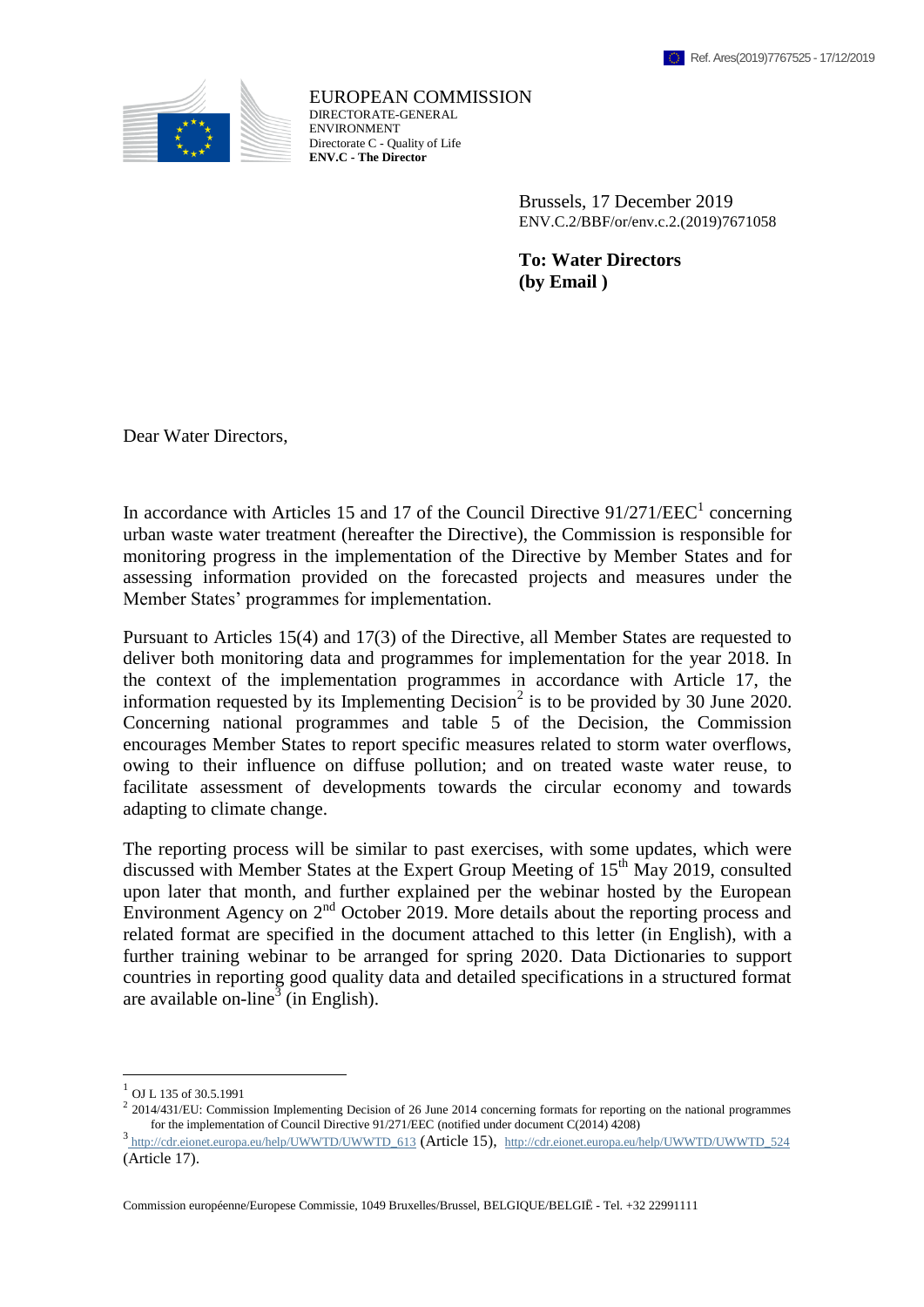Ref. Ares(2019)7767525 - 17/12/2019

EUROPEAN COMMISSION
DIRECTORATE-GENERAL
ENVIRONMENT
Directorate C - Quality of Life
**ENV.C - The Director**

Brussels, 17 December 2019
ENV.C.2/BBF/or/env.c.2.(2019)7671058

**To: Water Directors**
**(by Email )**

Dear Water Directors,

In accordance with Articles 15 and 17 of the Council Directive 91/271/EEC[1] concerning urban waste water treatment (hereafter the Directive), the Commission is responsible for monitoring progress in the implementation of the Directive by Member States and for assessing information provided on the forecasted projects and measures under the Member States' programmes for implementation.

Pursuant to Articles 15(4) and 17(3) of the Directive, all Member States are requested to deliver both monitoring data and programmes for implementation for the year 2018. In the context of the implementation programmes in accordance with Article 17, the information requested by its Implementing Decision[2] is to be provided by 30 June 2020. Concerning national programmes and table 5 of the Decision, the Commission encourages Member States to report specific measures related to storm water overflows, owing to their influence on diffuse pollution; and on treated waste water reuse, to facilitate assessment of developments towards the circular economy and towards adapting to climate change.

The reporting process will be similar to past exercises, with some updates, which were discussed with Member States at the Expert Group Meeting of 15th May 2019, consulted upon later that month, and further explained per the webinar hosted by the European Environment Agency on 2nd October 2019. More details about the reporting process and related format are specified in the document attached to this letter (in English), with a further training webinar to be arranged for spring 2020. Data Dictionaries to support countries in reporting good quality data and detailed specifications in a structured format are available on-line[3] (in English).

---

[1] OJ L 135 of 30.5.1991

[2] 2014/431/EU: Commission Implementing Decision of 26 June 2014 concerning formats for reporting on the national programmes for the implementation of Council Directive 91/271/EEC (notified under document C(2014) 4208)

[3] http://cdr.eionet.europa.eu/help/UWWTD/UWWTD_613 (Article 15), http://cdr.eionet.europa.eu/help/UWWTD/UWWTD_524 (Article 17).

Commission européenne/Europese Commissie, 1049 Bruxelles/Brussel, BELGIQUE/BELGIË - Tel. +32 22991111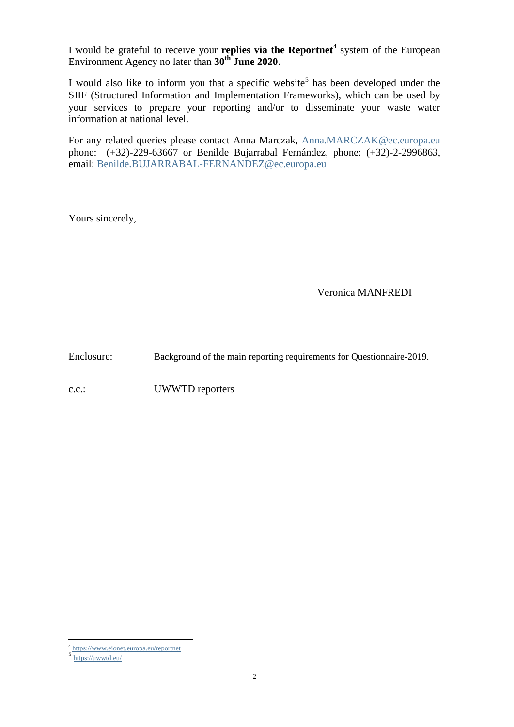I would be grateful to receive your **replies via the Reportnet**[4] system of the European Environment Agency no later than **30th June 2020**.

I would also like to inform you that a specific website[5] has been developed under the SIIF (Structured Information and Implementation Frameworks), which can be used by your services to prepare your reporting and/or to disseminate your waste water information at national level.

For any related queries please contact Anna Marczak, Anna.MARCZAK@ec.europa.eu phone: (+32)-229-63667 or Benilde Bujarrabal Fernández, phone: (+32)-2-2996863, email: Benilde.BUJARRABAL-FERNANDEZ@ec.europa.eu

Yours sincerely,

Veronica MANFREDI

Enclosure: Background of the main reporting requirements for Questionnaire-2019.

c.c.: UWWTD reporters

---

[4] https://www.eionet.europa.eu/reportnet

[5] https://uwwtd.eu/